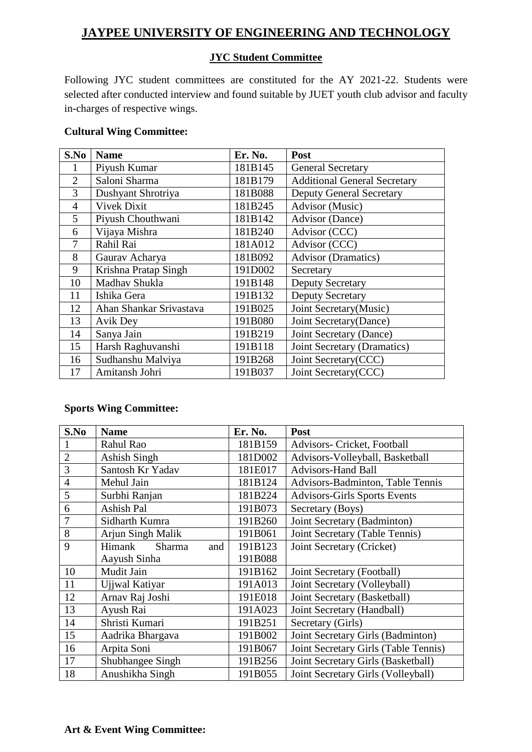# JAYPEE UNIVERSITY OF ENGINEERING AND TECHNOLOGY

## JYC Student Committee

Following JYC student committees are constituted for the AY 2021-22. Students were selected after conducted interview and found suitable by JUET youth club advisor and faculty in-charges of respective wings.

### Cultural Wing Committee:

| S.No | Name | Er. No. | Post |
|---|---|---|---|
| 1 | Piyush Kumar | 181B145 | General Secretary |
| 2 | Saloni Sharma | 181B179 | Additional General Secretary |
| 3 | Dushyant Shrotriya | 181B088 | Deputy General Secretary |
| 4 | Vivek Dixit | 181B245 | Advisor (Music) |
| 5 | Piyush Chouthwani | 181B142 | Advisor (Dance) |
| 6 | Vijaya Mishra | 181B240 | Advisor (CCC) |
| 7 | Rahil Rai | 181A012 | Advisor (CCC) |
| 8 | Gaurav Acharya | 181B092 | Advisor (Dramatics) |
| 9 | Krishna Pratap Singh | 191D002 | Secretary |
| 10 | Madhav Shukla | 191B148 | Deputy Secretary |
| 11 | Ishika Gera | 191B132 | Deputy Secretary |
| 12 | Ahan Shankar Srivastava | 191B025 | Joint Secretary(Music) |
| 13 | Avik Dey | 191B080 | Joint Secretary(Dance) |
| 14 | Sanya Jain | 191B219 | Joint Secretary (Dance) |
| 15 | Harsh Raghuvanshi | 191B118 | Joint Secretary (Dramatics) |
| 16 | Sudhanshu Malviya | 191B268 | Joint Secretary(CCC) |
| 17 | Amitansh Johri | 191B037 | Joint Secretary(CCC) |

### Sports Wing Committee:

| S.No | Name | Er. No. | Post |
|---|---|---|---|
| 1 | Rahul Rao | 181B159 | Advisors- Cricket, Football |
| 2 | Ashish Singh | 181D002 | Advisors-Volleyball, Basketball |
| 3 | Santosh Kr Yadav | 181E017 | Advisors-Hand Ball |
| 4 | Mehul Jain | 181B124 | Advisors-Badminton, Table Tennis |
| 5 | Surbhi Ranjan | 181B224 | Advisors-Girls Sports Events |
| 6 | Ashish Pal | 191B073 | Secretary (Boys) |
| 7 | Sidharth Kumra | 191B260 | Joint Secretary (Badminton) |
| 8 | Arjun Singh Malik | 191B061 | Joint Secretary (Table Tennis) |
| 9 | Himank Sharma and Aayush Sinha | 191B123 191B088 | Joint Secretary (Cricket) |
| 10 | Mudit Jain | 191B162 | Joint Secretary (Football) |
| 11 | Ujjwal Katiyar | 191A013 | Joint Secretary (Volleyball) |
| 12 | Arnav Raj Joshi | 191E018 | Joint Secretary (Basketball) |
| 13 | Ayush Rai | 191A023 | Joint Secretary (Handball) |
| 14 | Shristi Kumari | 191B251 | Secretary (Girls) |
| 15 | Aadrika Bhargava | 191B002 | Joint Secretary Girls (Badminton) |
| 16 | Arpita Soni | 191B067 | Joint Secretary Girls (Table Tennis) |
| 17 | Shubhangee Singh | 191B256 | Joint Secretary Girls (Basketball) |
| 18 | Anushikha Singh | 191B055 | Joint Secretary Girls (Volleyball) |

### Art & Event Wing Committee: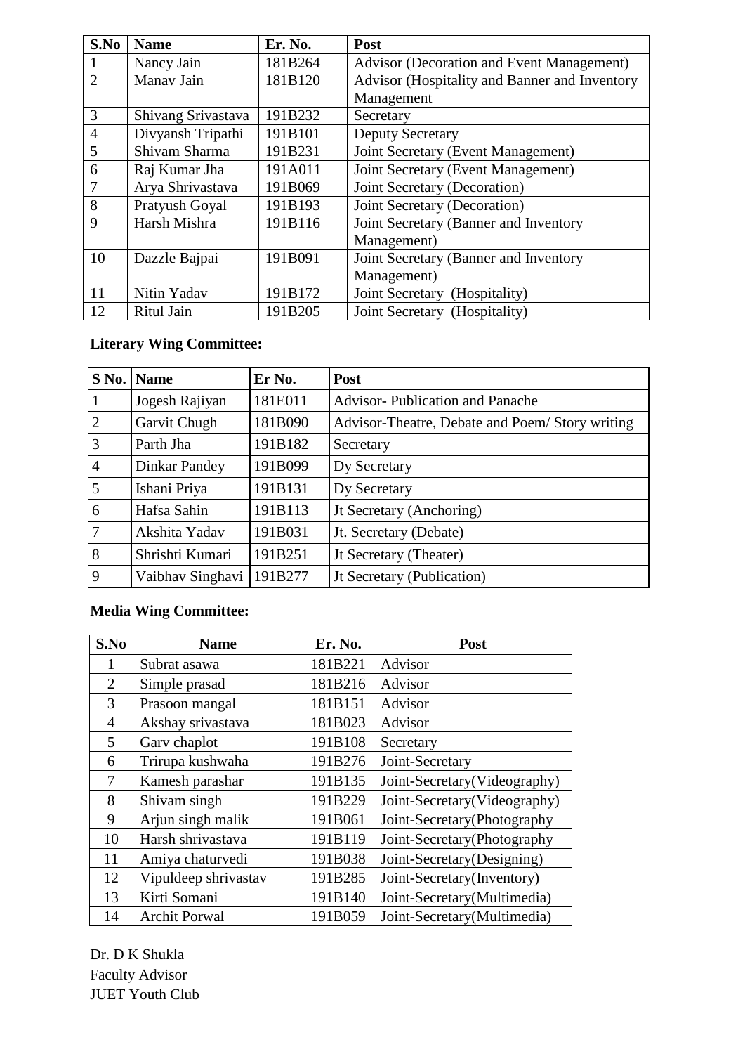| S.No | Name | Er. No. | Post |
|---|---|---|---|
| 1 | Nancy Jain | 181B264 | Advisor (Decoration and Event Management) |
| 2 | Manav Jain | 181B120 | Advisor (Hospitality and Banner and Inventory Management |
| 3 | Shivang Srivastava | 191B232 | Secretary |
| 4 | Divyansh Tripathi | 191B101 | Deputy Secretary |
| 5 | Shivam Sharma | 191B231 | Joint Secretary (Event Management) |
| 6 | Raj Kumar Jha | 191A011 | Joint Secretary (Event Management) |
| 7 | Arya Shrivastava | 191B069 | Joint Secretary (Decoration) |
| 8 | Pratyush Goyal | 191B193 | Joint Secretary (Decoration) |
| 9 | Harsh Mishra | 191B116 | Joint Secretary (Banner and Inventory Management) |
| 10 | Dazzle Bajpai | 191B091 | Joint Secretary (Banner and Inventory Management) |
| 11 | Nitin Yadav | 191B172 | Joint Secretary (Hospitality) |
| 12 | Ritul Jain | 191B205 | Joint Secretary (Hospitality) |

**Literary Wing Committee:**

| S No. | Name | Er No. | Post |
|---|---|---|---|
| 1 | Jogesh Rajiyan | 181E011 | Advisor- Publication and Panache |
| 2 | Garvit Chugh | 181B090 | Advisor-Theatre, Debate and Poem/ Story writing |
| 3 | Parth Jha | 191B182 | Secretary |
| 4 | Dinkar Pandey | 191B099 | Dy Secretary |
| 5 | Ishani Priya | 191B131 | Dy Secretary |
| 6 | Hafsa Sahin | 191B113 | Jt Secretary (Anchoring) |
| 7 | Akshita Yadav | 191B031 | Jt. Secretary (Debate) |
| 8 | Shrishti Kumari | 191B251 | Jt Secretary (Theater) |
| 9 | Vaibhav Singhavi | 191B277 | Jt Secretary (Publication) |

**Media Wing Committee:**

| S.No | Name | Er. No. | Post |
|---|---|---|---|
| 1 | Subrat asawa | 181B221 | Advisor |
| 2 | Simple prasad | 181B216 | Advisor |
| 3 | Prasoon mangal | 181B151 | Advisor |
| 4 | Akshay srivastava | 181B023 | Advisor |
| 5 | Garv chaplot | 191B108 | Secretary |
| 6 | Trirupa kushwaha | 191B276 | Joint-Secretary |
| 7 | Kamesh parashar | 191B135 | Joint-Secretary(Videography) |
| 8 | Shivam singh | 191B229 | Joint-Secretary(Videography) |
| 9 | Arjun singh malik | 191B061 | Joint-Secretary(Photography |
| 10 | Harsh shrivastava | 191B119 | Joint-Secretary(Photography |
| 11 | Amiya chaturvedi | 191B038 | Joint-Secretary(Designing) |
| 12 | Vipuldeep shrivastav | 191B285 | Joint-Secretary(Inventory) |
| 13 | Kirti Somani | 191B140 | Joint-Secretary(Multimedia) |
| 14 | Archit Porwal | 191B059 | Joint-Secretary(Multimedia) |

Dr. D K Shukla
Faculty Advisor
JUET Youth Club